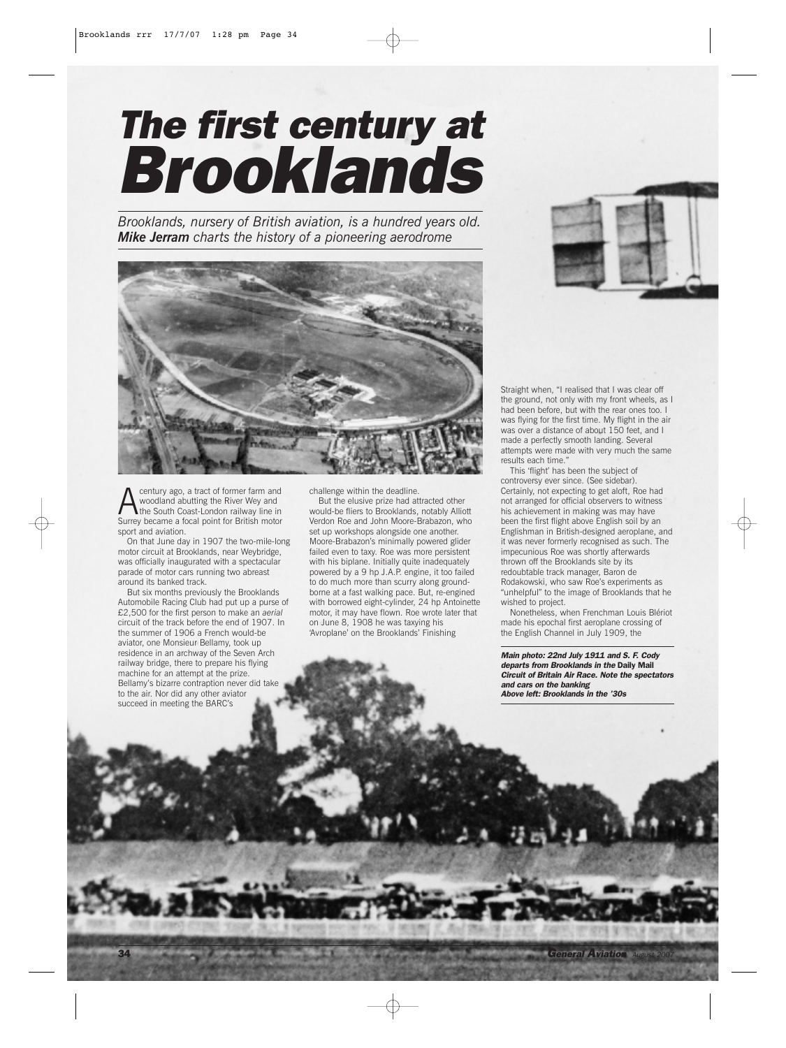# *The first century at Brooklands*

*Brooklands, nursery of British aviation, is a hundred years old.* ***Mike Jerram*** *charts the history of a pioneering aerodrome*

A century ago, a tract of former farm and woodland abutting the River Wey and the South Coast-London railway line in Surrey became a focal point for British motor sport and aviation.

On that June day in 1907 the two-mile-long motor circuit at Brooklands, near Weybridge, was officially inaugurated with a spectacular parade of motor cars running two abreast around its banked track.

But six months previously the Brooklands Automobile Racing Club had put up a purse of £2,500 for the first person to make an *aerial* circuit of the track before the end of 1907. In the summer of 1906 a French would-be aviator, one Monsieur Bellamy, took up residence in an archway of the Seven Arch railway bridge, there to prepare his flying machine for an attempt at the prize. Bellamy's bizarre contraption never did take to the air. Nor did any other aviator succeed in meeting the BARC's challenge within the deadline.

But the elusive prize had attracted other would-be fliers to Brooklands, notably Alliott Verdon Roe and John Moore-Brabazon, who set up workshops alongside one another. Moore-Brabazon's minimally powered glider failed even to taxy. Roe was more persistent with his biplane. Initially quite inadequately powered by a 9 hp J.A.P. engine, it too failed to do much more than scurry along ground-borne at a fast walking pace. But, re-engined with borrowed eight-cylinder, 24 hp Antoinette motor, it may have flown. Roe wrote later that on June 8, 1908 he was taxying his 'Avroplane' on the Brooklands' Finishing Straight when, "I realised that I was clear off the ground, not only with my front wheels, as I had been before, but with the rear ones too. I was flying for the first time. My flight in the air was over a distance of about 150 feet, and I made a perfectly smooth landing. Several attempts were made with very much the same results each time."

This 'flight' has been the subject of controversy ever since. (See sidebar). Certainly, not expecting to get aloft, Roe had not arranged for official observers to witness his achievement in making was may have been the first flight above English soil by an Englishman in British-designed aeroplane, and it was never formerly recognised as such. The impecunious Roe was shortly afterwards thrown off the Brooklands site by its redoubtable track manager, Baron de Rodakowski, who saw Roe's experiments as "unhelpful" to the image of Brooklands that he wished to project.

Nonetheless, when Frenchman Louis Blériot made his epochal first aeroplane crossing of the English Channel in July 1909, the

***Main photo: 22nd July 1911 and S. F. Cody departs from Brooklands in the* Daily Mail *Circuit of Britain Air Race. Note the spectators and cars on the banking***
***Above left: Brooklands in the '30s***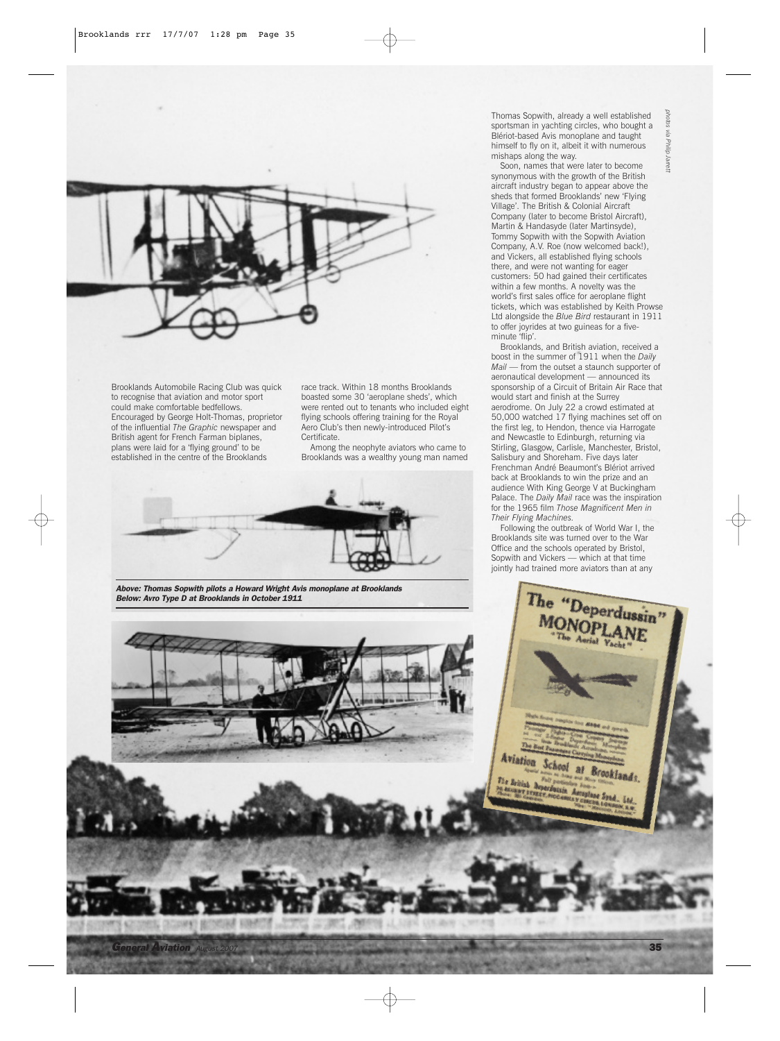Brooklands Automobile Racing Club was quick to recognise that aviation and motor sport could make comfortable bedfellows. Encouraged by George Holt-Thomas, proprietor of the influential *The Graphic* newspaper and British agent for French Farman biplanes, plans were laid for a 'flying ground' to be established in the centre of the Brooklands race track. Within 18 months Brooklands boasted some 30 'aeroplane sheds', which were rented out to tenants who included eight flying schools offering training for the Royal Aero Club's then newly-introduced Pilot's Certificate.

Among the neophyte aviators who came to Brooklands was a wealthy young man named Thomas Sopwith, already a well established sportsman in yachting circles, who bought a Blériot-based Avis monoplane and taught himself to fly on it, albeit it with numerous mishaps along the way.

Soon, names that were later to become synonymous with the growth of the British aircraft industry began to appear above the sheds that formed Brooklands' new 'Flying Village'. The British & Colonial Aircraft Company (later to become Bristol Aircraft), Martin & Handasyde (later Martinsyde), Tommy Sopwith with the Sopwith Aviation Company, A.V. Roe (now welcomed back!), and Vickers, all established flying schools there, and were not wanting for eager customers: 50 had gained their certificates within a few months. A novelty was the world's first sales office for aeroplane flight tickets, which was established by Keith Prowse Ltd alongside the *Blue Bird* restaurant in 1911 to offer joyrides at two guineas for a five-minute 'flip'.

Brooklands, and British aviation, received a boost in the summer of 1911 when the *Daily Mail* — from the outset a staunch supporter of aeronautical development — announced its sponsorship of a Circuit of Britain Air Race that would start and finish at the Surrey aerodrome. On July 22 a crowd estimated at 50,000 watched 17 flying machines set off on the first leg, to Hendon, thence via Harrogate and Newcastle to Edinburgh, returning via Stirling, Glasgow, Carlisle, Manchester, Bristol, Salisbury and Shoreham. Five days later Frenchman André Beaumont's Blériot arrived back at Brooklands to win the prize and an audience With King George V at Buckingham Palace. The *Daily Mail* race was the inspiration for the 1965 film *Those Magnificent Men in Their Flying Machines.*

Following the outbreak of World War I, the Brooklands site was turned over to the War Office and the schools operated by Bristol, Sopwith and Vickers — which at that time jointly had trained more aviators than at any

***Above: Thomas Sopwith pilots a Howard Wright Avis monoplane at Brooklands***
***Below: Avro Type D at Brooklands in October 1911***

*photos via Philip Jarrett*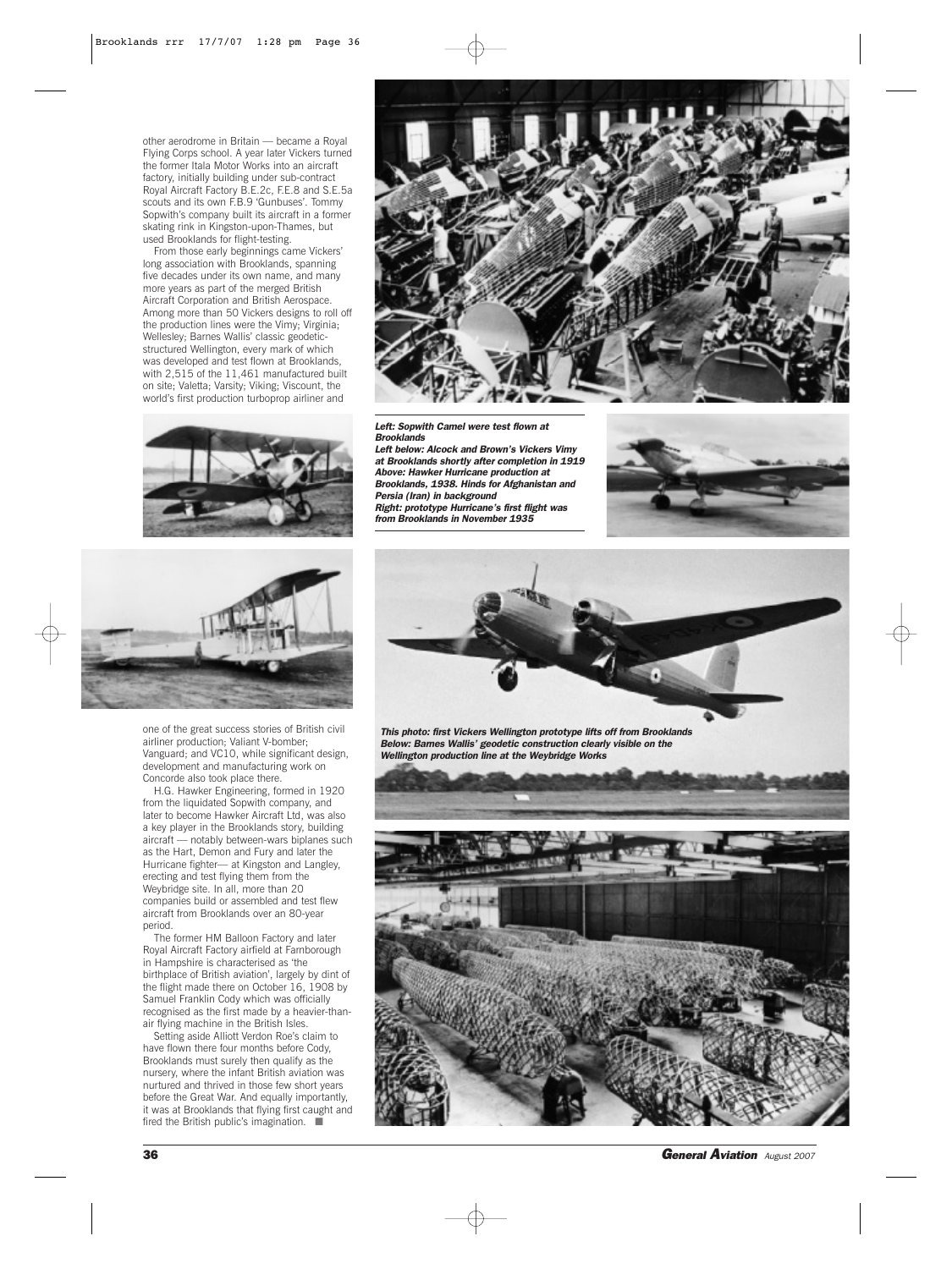other aerodrome in Britain — became a Royal Flying Corps school. A year later Vickers turned the former Itala Motor Works into an aircraft factory, initially building under sub-contract Royal Aircraft Factory B.E.2c, F.E.8 and S.E.5a scouts and its own F.B.9 'Gunbuses'. Tommy Sopwith's company built its aircraft in a former skating rink in Kingston-upon-Thames, but used Brooklands for flight-testing.

From those early beginnings came Vickers' long association with Brooklands, spanning five decades under its own name, and many more years as part of the merged British Aircraft Corporation and British Aerospace. Among more than 50 Vickers designs to roll off the production lines were the Vimy; Virginia; Wellesley; Barnes Wallis' classic geodetic-structured Wellington, every mark of which was developed and test flown at Brooklands, with 2,515 of the 11,461 manufactured built on site; Valetta; Varsity; Viking; Viscount, the world's first production turboprop airliner and one of the great success stories of British civil airliner production; Valiant V-bomber; Vanguard; and VC10, while significant design, development and manufacturing work on Concorde also took place there.

H.G. Hawker Engineering, formed in 1920 from the liquidated Sopwith company, and later to become Hawker Aircraft Ltd, was also a key player in the Brooklands story, building aircraft — notably between-wars biplanes such as the Hart, Demon and Fury and later the Hurricane fighter— at Kingston and Langley, erecting and test flying them from the Weybridge site. In all, more than 20 companies build or assembled and test flew aircraft from Brooklands over an 80-year period.

The former HM Balloon Factory and later Royal Aircraft Factory airfield at Farnborough in Hampshire is characterised as 'the birthplace of British aviation', largely by dint of the flight made there on October 16, 1908 by Samuel Franklin Cody which was officially recognised as the first made by a heavier-than-air flying machine in the British Isles.

Setting aside Alliott Verdon Roe's claim to have flown there four months before Cody, Brooklands must surely then qualify as the nursery, where the infant British aviation was nurtured and thrived in those few short years before the Great War. And equally importantly, it was at Brooklands that flying first caught and fired the British public's imagination. ■

***Left: Sopwith Camel were test flown at Brooklands***
***Left below: Alcock and Brown's Vickers Vimy at Brooklands shortly after completion in 1919***
***Above: Hawker Hurricane production at Brooklands, 1938. Hinds for Afghanistan and Persia (Iran) in background***
***Right: prototype Hurricane's first flight was from Brooklands in November 1935***

***This photo: first Vickers Wellington prototype lifts off from Brooklands***
***Below: Barnes Wallis' geodetic construction clearly visible on the Wellington production line at the Weybridge Works***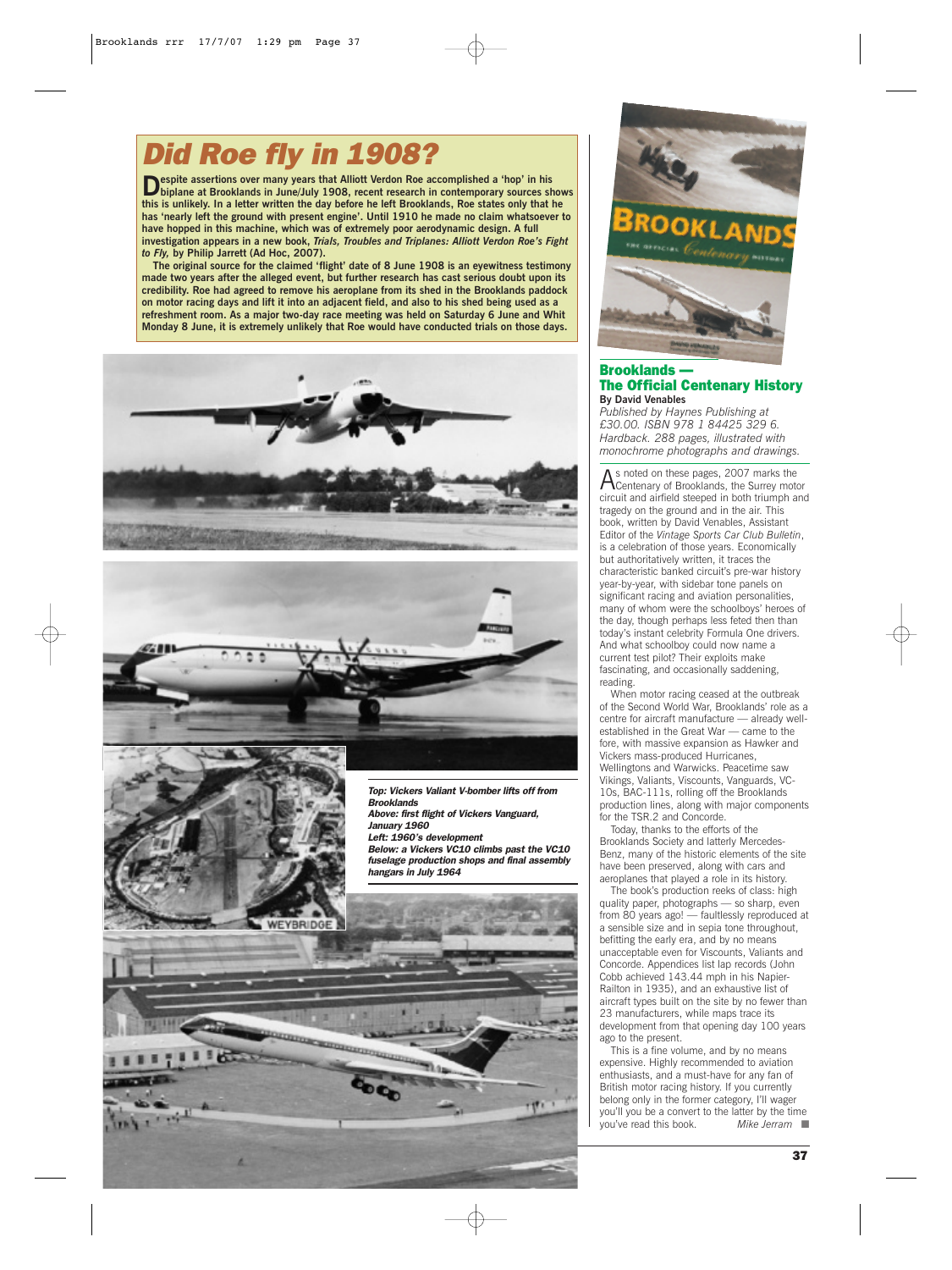# Did Roe fly in 1908?

**Despite assertions over many years that Alliott Verdon Roe accomplished a 'hop' in his biplane at Brooklands in June/July 1908, recent research in contemporary sources shows this is unlikely. In a letter written the day before he left Brooklands, Roe states only that he has 'nearly left the ground with present engine'. Until 1910 he made no claim whatsoever to have hopped in this machine, which was of extremely poor aerodynamic design. A full investigation appears in a new book, *Trials, Troubles and Triplanes: Alliott Verdon Roe's Fight to Fly,* by Philip Jarrett (Ad Hoc, 2007).**

**The original source for the claimed 'flight' date of 8 June 1908 is an eyewitness testimony made two years after the alleged event, but further research has cast serious doubt upon its credibility. Roe had agreed to remove his aeroplane from its shed in the Brooklands paddock on motor racing days and lift it into an adjacent field, and also to his shed being used as a refreshment room. As a major two-day race meeting was held on Saturday 6 June and Whit Monday 8 June, it is extremely unlikely that Roe would have conducted trials on those days.**

***Top: Vickers Valiant V-bomber lifts off from Brooklands***
***Above: first flight of Vickers Vanguard, January 1960***
***Left: 1960's development***
***Below: a Vickers VC10 climbs past the VC10 fuselage production shops and final assembly hangars in July 1964***

WEYBRIDGE

## Brooklands — The Official Centenary History

**By David Venables**

*Published by Haynes Publishing at £30.00. ISBN 978 1 84425 329 6. Hardback. 288 pages, illustrated with monochrome photographs and drawings.*

As noted on these pages, 2007 marks the Centenary of Brooklands, the Surrey motor circuit and airfield steeped in both triumph and tragedy on the ground and in the air. This book, written by David Venables, Assistant Editor of the *Vintage Sports Car Club Bulletin*, is a celebration of those years. Economically but authoritatively written, it traces the characteristic banked circuit's pre-war history year-by-year, with sidebar tone panels on significant racing and aviation personalities, many of whom were the schoolboys' heroes of the day, though perhaps less feted then than today's instant celebrity Formula One drivers. And what schoolboy could now name a current test pilot? Their exploits make fascinating, and occasionally saddening, reading.

When motor racing ceased at the outbreak of the Second World War, Brooklands' role as a centre for aircraft manufacture — already well-established in the Great War — came to the fore, with massive expansion as Hawker and Vickers mass-produced Hurricanes, Wellingtons and Warwicks. Peacetime saw Vikings, Valiants, Viscounts, Vanguards, VC-10s, BAC-111s, rolling off the Brooklands production lines, along with major components for the TSR.2 and Concorde.

Today, thanks to the efforts of the Brooklands Society and latterly Mercedes-Benz, many of the historic elements of the site have been preserved, along with cars and aeroplanes that played a role in its history.

The book's production reeks of class: high quality paper, photographs — so sharp, even from 80 years ago! — faultlessly reproduced at a sensible size and in sepia tone throughout, befitting the early era, and by no means unacceptable even for Viscounts, Valiants and Concorde. Appendices list lap records (John Cobb achieved 143.44 mph in his Napier-Railton in 1935), and an exhaustive list of aircraft types built on the site by no fewer than 23 manufacturers, while maps trace its development from that opening day 100 years ago to the present.

This is a fine volume, and by no means expensive. Highly recommended to aviation enthusiasts, and a must-have for any fan of British motor racing history. If you currently belong only in the former category, I'll wager you'll be a convert to the latter by the time you've read this book. *Mike Jerram* ■